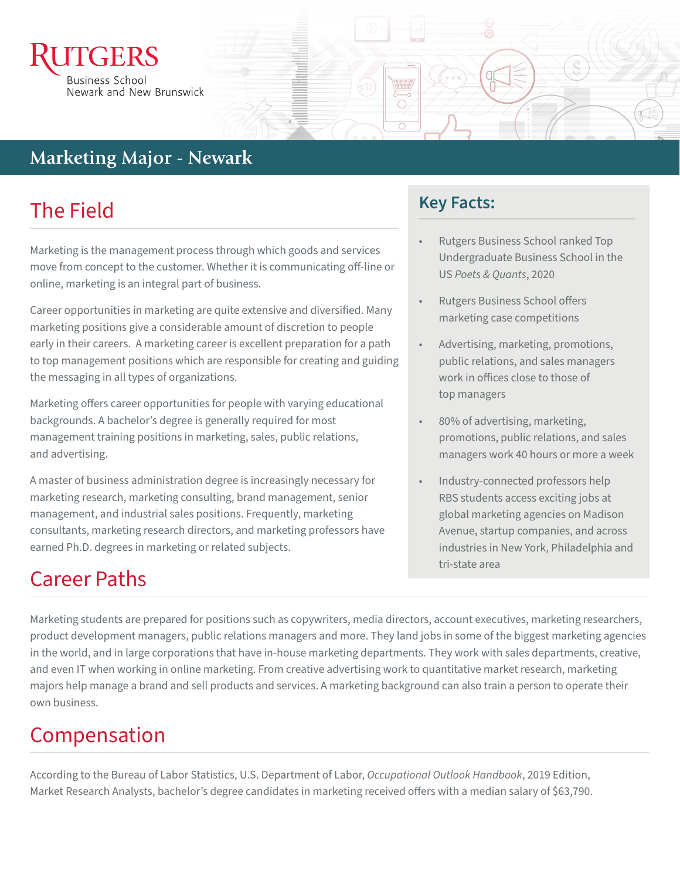Rutgers Business School
Newark and New Brunswick

# Marketing Major - Newark

## The Field

Marketing is the management process through which goods and services move from concept to the customer. Whether it is communicating off-line or online, marketing is an integral part of business.

Career opportunities in marketing are quite extensive and diversified. Many marketing positions give a considerable amount of discretion to people early in their careers. A marketing career is excellent preparation for a path to top management positions which are responsible for creating and guiding the messaging in all types of organizations.

Marketing offers career opportunities for people with varying educational backgrounds. A bachelor's degree is generally required for most management training positions in marketing, sales, public relations, and advertising.

A master of business administration degree is increasingly necessary for marketing research, marketing consulting, brand management, senior management, and industrial sales positions. Frequently, marketing consultants, marketing research directors, and marketing professors have earned Ph.D. degrees in marketing or related subjects.

## Key Facts:

- Rutgers Business School ranked Top Undergraduate Business School in the US *Poets & Quants*, 2020
- Rutgers Business School offers marketing case competitions
- Advertising, marketing, promotions, public relations, and sales managers work in offices close to those of top managers
- 80% of advertising, marketing, promotions, public relations, and sales managers work 40 hours or more a week
- Industry-connected professors help RBS students access exciting jobs at global marketing agencies on Madison Avenue, startup companies, and across industries in New York, Philadelphia and tri-state area

## Career Paths

Marketing students are prepared for positions such as copywriters, media directors, account executives, marketing researchers, product development managers, public relations managers and more. They land jobs in some of the biggest marketing agencies in the world, and in large corporations that have in-house marketing departments. They work with sales departments, creative, and even IT when working in online marketing. From creative advertising work to quantitative market research, marketing majors help manage a brand and sell products and services. A marketing background can also train a person to operate their own business.

## Compensation

According to the Bureau of Labor Statistics, U.S. Department of Labor, *Occupational Outlook Handbook*, 2019 Edition, Market Research Analysts, bachelor's degree candidates in marketing received offers with a median salary of $63,790.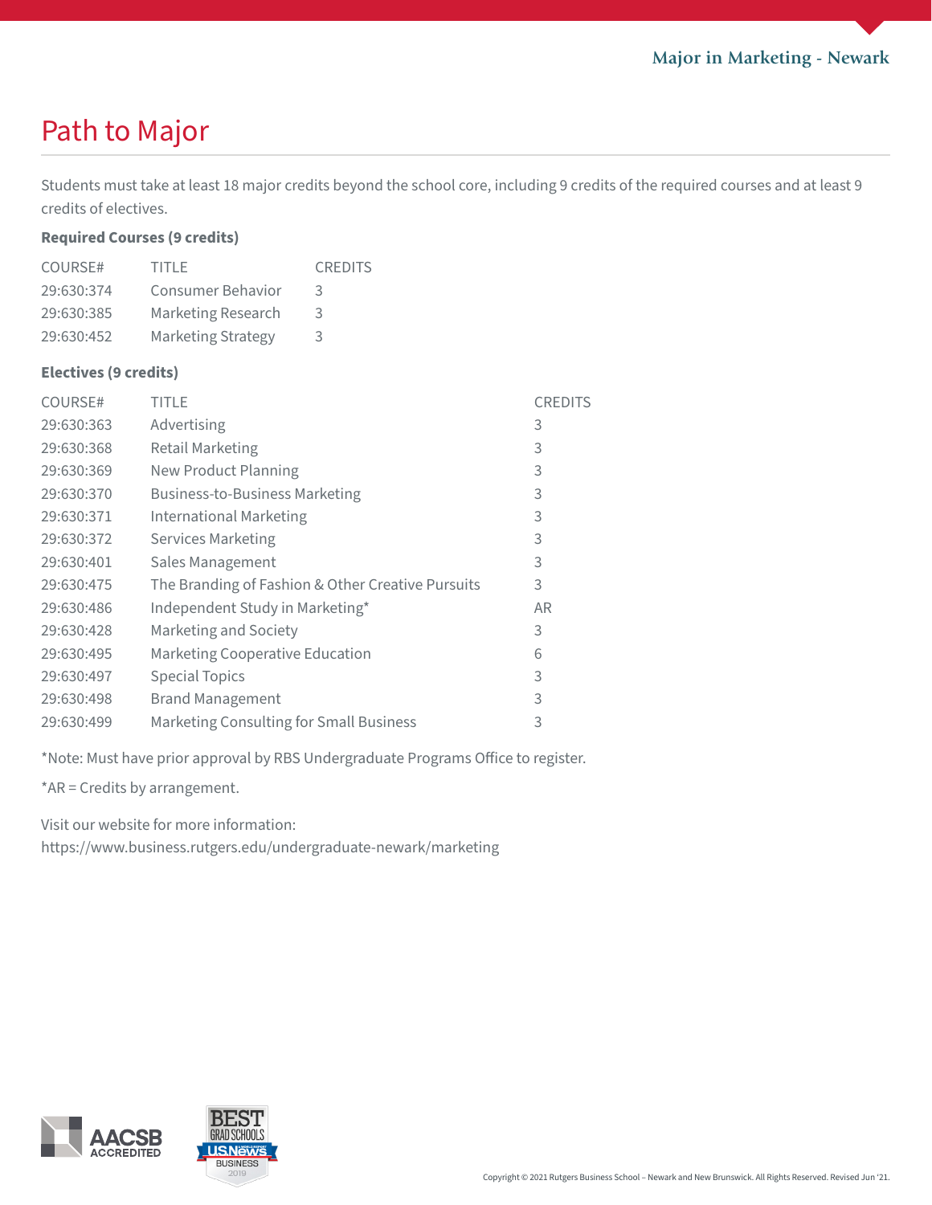# Path to Major

Students must take at least 18 major credits beyond the school core, including 9 credits of the required courses and at least 9 credits of electives.

**Required Courses (9 credits)**

| COURSE# | TITLE | CREDITS |
|---|---|---|
| 29:630:374 | Consumer Behavior | 3 |
| 29:630:385 | Marketing Research | 3 |
| 29:630:452 | Marketing Strategy | 3 |

**Electives (9 credits)**

| COURSE# | TITLE | CREDITS |
|---|---|---|
| 29:630:363 | Advertising | 3 |
| 29:630:368 | Retail Marketing | 3 |
| 29:630:369 | New Product Planning | 3 |
| 29:630:370 | Business-to-Business Marketing | 3 |
| 29:630:371 | International Marketing | 3 |
| 29:630:372 | Services Marketing | 3 |
| 29:630:401 | Sales Management | 3 |
| 29:630:475 | The Branding of Fashion & Other Creative Pursuits | 3 |
| 29:630:486 | Independent Study in Marketing* | AR |
| 29:630:428 | Marketing and Society | 3 |
| 29:630:495 | Marketing Cooperative Education | 6 |
| 29:630:497 | Special Topics | 3 |
| 29:630:498 | Brand Management | 3 |
| 29:630:499 | Marketing Consulting for Small Business | 3 |

*Note: Must have prior approval by RBS Undergraduate Programs Office to register.

*AR = Credits by arrangement.

Visit our website for more information:
https://www.business.rutgers.edu/undergraduate-newark/marketing

Copyright © 2021 Rutgers Business School – Newark and New Brunswick. All Rights Reserved. Revised Jun '21.